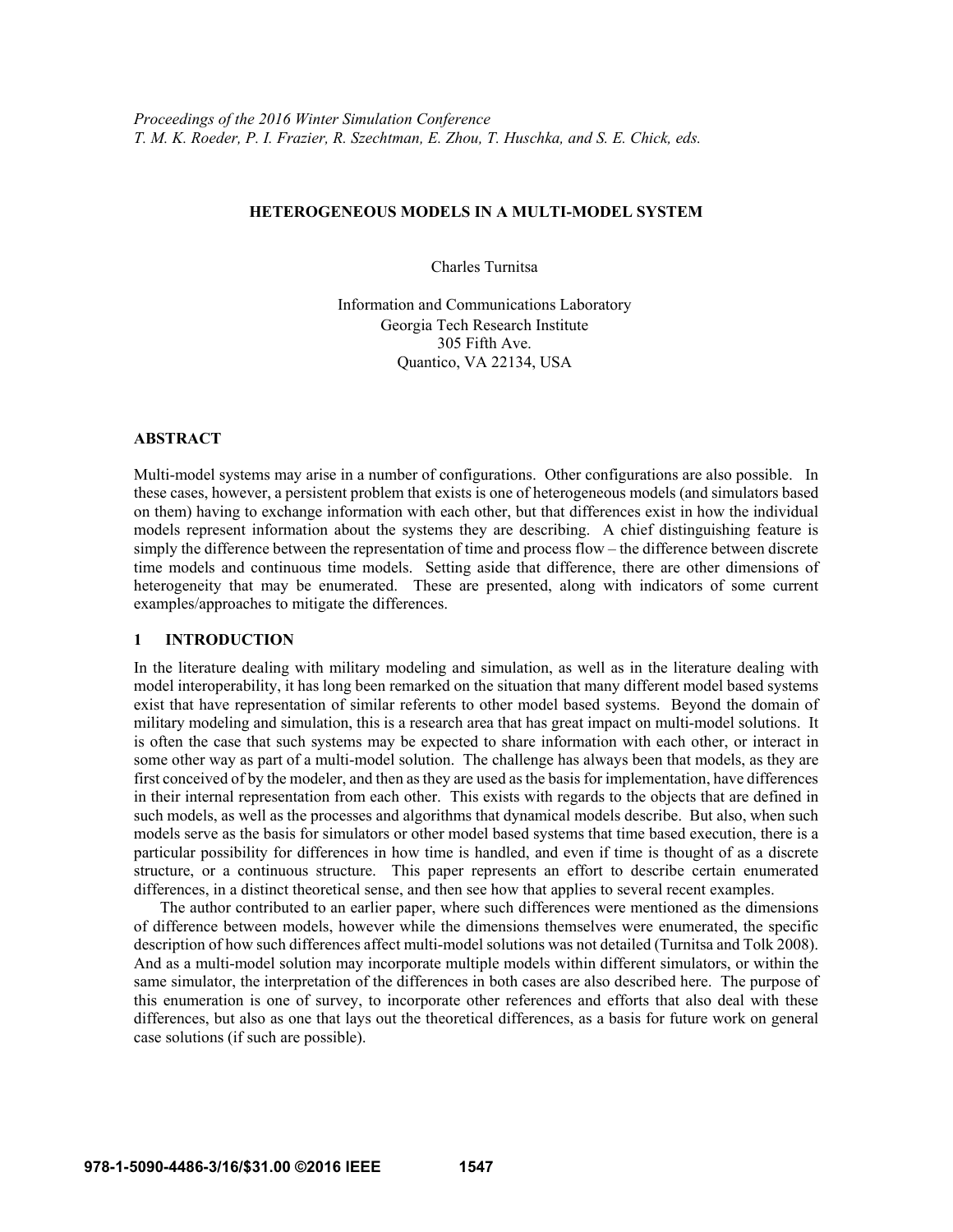*Proceedings of the 2016 Winter Simulation Conference*
*T. M. K. Roeder, P. I. Frazier, R. Szechtman, E. Zhou, T. Huschka, and S. E. Chick, eds.*

# HETEROGENEOUS MODELS IN A MULTI-MODEL SYSTEM

Charles Turnitsa

Information and Communications Laboratory
Georgia Tech Research Institute
305 Fifth Ave.
Quantico, VA 22134, USA

## ABSTRACT

Multi-model systems may arise in a number of configurations. Other configurations are also possible. In these cases, however, a persistent problem that exists is one of heterogeneous models (and simulators based on them) having to exchange information with each other, but that differences exist in how the individual models represent information about the systems they are describing. A chief distinguishing feature is simply the difference between the representation of time and process flow – the difference between discrete time models and continuous time models. Setting aside that difference, there are other dimensions of heterogeneity that may be enumerated. These are presented, along with indicators of some current examples/approaches to mitigate the differences.

## 1 INTRODUCTION

In the literature dealing with military modeling and simulation, as well as in the literature dealing with model interoperability, it has long been remarked on the situation that many different model based systems exist that have representation of similar referents to other model based systems. Beyond the domain of military modeling and simulation, this is a research area that has great impact on multi-model solutions. It is often the case that such systems may be expected to share information with each other, or interact in some other way as part of a multi-model solution. The challenge has always been that models, as they are first conceived of by the modeler, and then as they are used as the basis for implementation, have differences in their internal representation from each other. This exists with regards to the objects that are defined in such models, as well as the processes and algorithms that dynamical models describe. But also, when such models serve as the basis for simulators or other model based systems that time based execution, there is a particular possibility for differences in how time is handled, and even if time is thought of as a discrete structure, or a continuous structure. This paper represents an effort to describe certain enumerated differences, in a distinct theoretical sense, and then see how that applies to several recent examples.

The author contributed to an earlier paper, where such differences were mentioned as the dimensions of difference between models, however while the dimensions themselves were enumerated, the specific description of how such differences affect multi-model solutions was not detailed (Turnitsa and Tolk 2008). And as a multi-model solution may incorporate multiple models within different simulators, or within the same simulator, the interpretation of the differences in both cases are also described here. The purpose of this enumeration is one of survey, to incorporate other references and efforts that also deal with these differences, but also as one that lays out the theoretical differences, as a basis for future work on general case solutions (if such are possible).

**978-1-5090-4486-3/16/$31.00 ©2016 IEEE**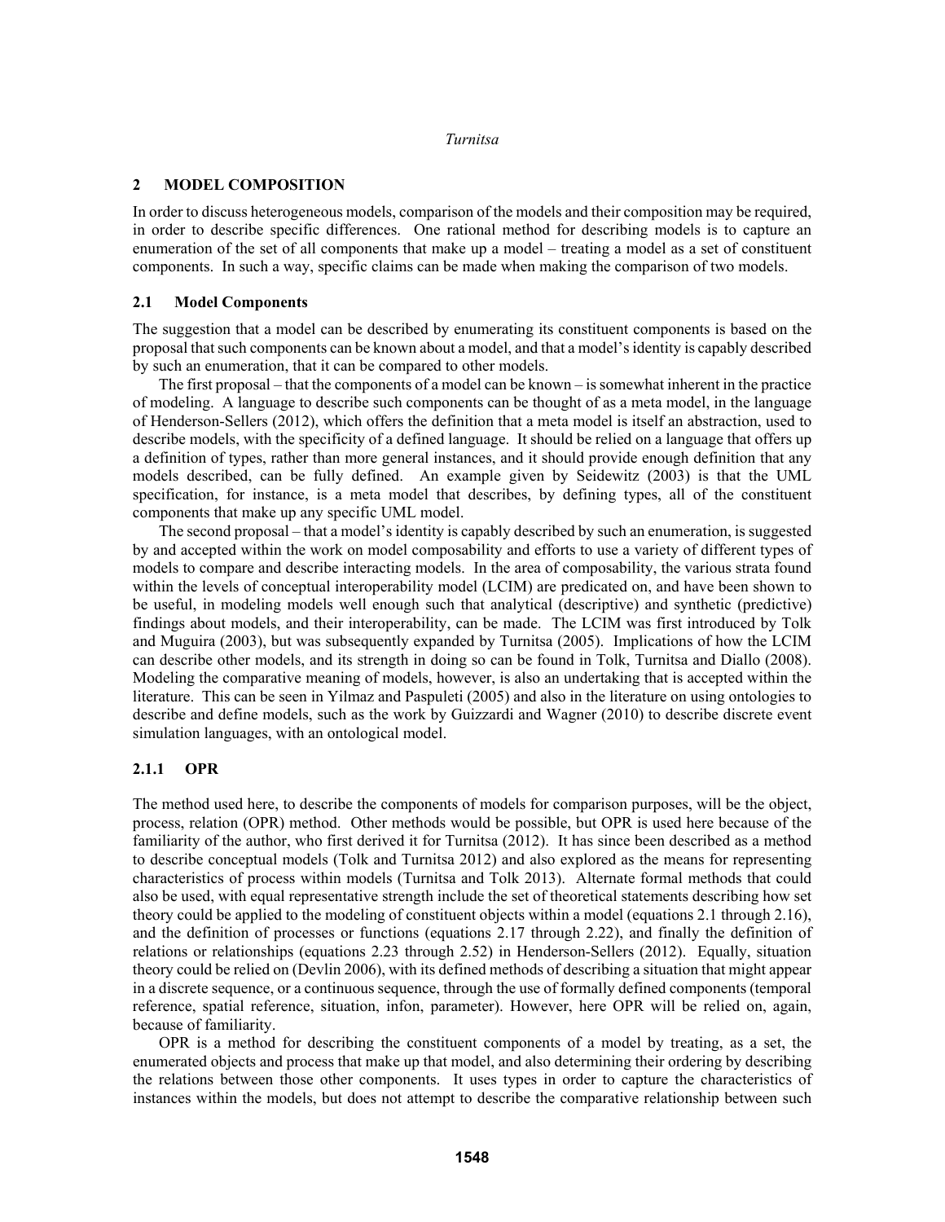## 2 MODEL COMPOSITION

In order to discuss heterogeneous models, comparison of the models and their composition may be required, in order to describe specific differences. One rational method for describing models is to capture an enumeration of the set of all components that make up a model – treating a model as a set of constituent components. In such a way, specific claims can be made when making the comparison of two models.

### 2.1 Model Components

The suggestion that a model can be described by enumerating its constituent components is based on the proposal that such components can be known about a model, and that a model's identity is capably described by such an enumeration, that it can be compared to other models.

The first proposal – that the components of a model can be known – is somewhat inherent in the practice of modeling. A language to describe such components can be thought of as a meta model, in the language of Henderson-Sellers (2012), which offers the definition that a meta model is itself an abstraction, used to describe models, with the specificity of a defined language. It should be relied on a language that offers up a definition of types, rather than more general instances, and it should provide enough definition that any models described, can be fully defined. An example given by Seidewitz (2003) is that the UML specification, for instance, is a meta model that describes, by defining types, all of the constituent components that make up any specific UML model.

The second proposal – that a model's identity is capably described by such an enumeration, is suggested by and accepted within the work on model composability and efforts to use a variety of different types of models to compare and describe interacting models. In the area of composability, the various strata found within the levels of conceptual interoperability model (LCIM) are predicated on, and have been shown to be useful, in modeling models well enough such that analytical (descriptive) and synthetic (predictive) findings about models, and their interoperability, can be made. The LCIM was first introduced by Tolk and Muguira (2003), but was subsequently expanded by Turnitsa (2005). Implications of how the LCIM can describe other models, and its strength in doing so can be found in Tolk, Turnitsa and Diallo (2008). Modeling the comparative meaning of models, however, is also an undertaking that is accepted within the literature. This can be seen in Yilmaz and Paspuleti (2005) and also in the literature on using ontologies to describe and define models, such as the work by Guizzardi and Wagner (2010) to describe discrete event simulation languages, with an ontological model.

#### 2.1.1 OPR

The method used here, to describe the components of models for comparison purposes, will be the object, process, relation (OPR) method. Other methods would be possible, but OPR is used here because of the familiarity of the author, who first derived it for Turnitsa (2012). It has since been described as a method to describe conceptual models (Tolk and Turnitsa 2012) and also explored as the means for representing characteristics of process within models (Turnitsa and Tolk 2013). Alternate formal methods that could also be used, with equal representative strength include the set of theoretical statements describing how set theory could be applied to the modeling of constituent objects within a model (equations 2.1 through 2.16), and the definition of processes or functions (equations 2.17 through 2.22), and finally the definition of relations or relationships (equations 2.23 through 2.52) in Henderson-Sellers (2012). Equally, situation theory could be relied on (Devlin 2006), with its defined methods of describing a situation that might appear in a discrete sequence, or a continuous sequence, through the use of formally defined components (temporal reference, spatial reference, situation, infon, parameter). However, here OPR will be relied on, again, because of familiarity.

OPR is a method for describing the constituent components of a model by treating, as a set, the enumerated objects and process that make up that model, and also determining their ordering by describing the relations between those other components. It uses types in order to capture the characteristics of instances within the models, but does not attempt to describe the comparative relationship between such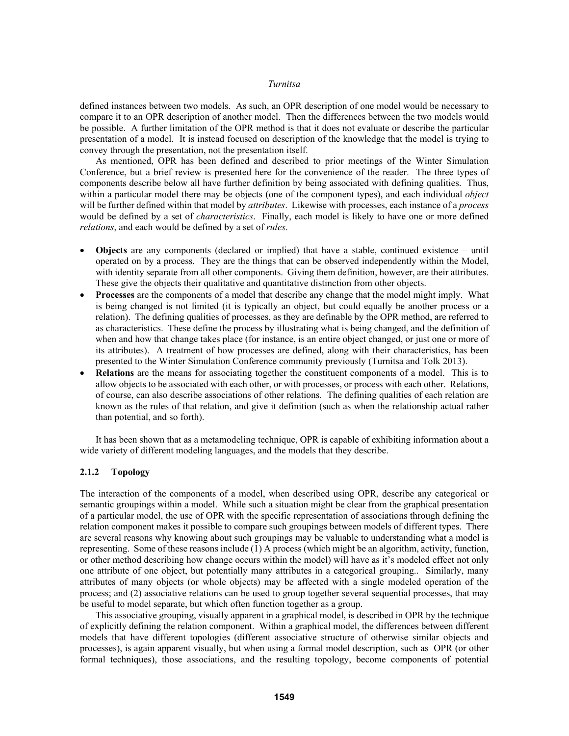defined instances between two models. As such, an OPR description of one model would be necessary to compare it to an OPR description of another model. Then the differences between the two models would be possible. A further limitation of the OPR method is that it does not evaluate or describe the particular presentation of a model. It is instead focused on description of the knowledge that the model is trying to convey through the presentation, not the presentation itself.

As mentioned, OPR has been defined and described to prior meetings of the Winter Simulation Conference, but a brief review is presented here for the convenience of the reader. The three types of components describe below all have further definition by being associated with defining qualities. Thus, within a particular model there may be objects (one of the component types), and each individual *object* will be further defined within that model by *attributes*. Likewise with processes, each instance of a *process* would be defined by a set of *characteristics*. Finally, each model is likely to have one or more defined *relations*, and each would be defined by a set of *rules*.

- **Objects** are any components (declared or implied) that have a stable, continued existence – until operated on by a process. They are the things that can be observed independently within the Model, with identity separate from all other components. Giving them definition, however, are their attributes. These give the objects their qualitative and quantitative distinction from other objects.
- **Processes** are the components of a model that describe any change that the model might imply. What is being changed is not limited (it is typically an object, but could equally be another process or a relation). The defining qualities of processes, as they are definable by the OPR method, are referred to as characteristics. These define the process by illustrating what is being changed, and the definition of when and how that change takes place (for instance, is an entire object changed, or just one or more of its attributes). A treatment of how processes are defined, along with their characteristics, has been presented to the Winter Simulation Conference community previously (Turnitsa and Tolk 2013).
- **Relations** are the means for associating together the constituent components of a model. This is to allow objects to be associated with each other, or with processes, or process with each other. Relations, of course, can also describe associations of other relations. The defining qualities of each relation are known as the rules of that relation, and give it definition (such as when the relationship actual rather than potential, and so forth).

It has been shown that as a metamodeling technique, OPR is capable of exhibiting information about a wide variety of different modeling languages, and the models that they describe.

### 2.1.2 Topology

The interaction of the components of a model, when described using OPR, describe any categorical or semantic groupings within a model. While such a situation might be clear from the graphical presentation of a particular model, the use of OPR with the specific representation of associations through defining the relation component makes it possible to compare such groupings between models of different types. There are several reasons why knowing about such groupings may be valuable to understanding what a model is representing. Some of these reasons include (1) A process (which might be an algorithm, activity, function, or other method describing how change occurs within the model) will have as it's modeled effect not only one attribute of one object, but potentially many attributes in a categorical grouping.. Similarly, many attributes of many objects (or whole objects) may be affected with a single modeled operation of the process; and (2) associative relations can be used to group together several sequential processes, that may be useful to model separate, but which often function together as a group.

This associative grouping, visually apparent in a graphical model, is described in OPR by the technique of explicitly defining the relation component. Within a graphical model, the differences between different models that have different topologies (different associative structure of otherwise similar objects and processes), is again apparent visually, but when using a formal model description, such as OPR (or other formal techniques), those associations, and the resulting topology, become components of potential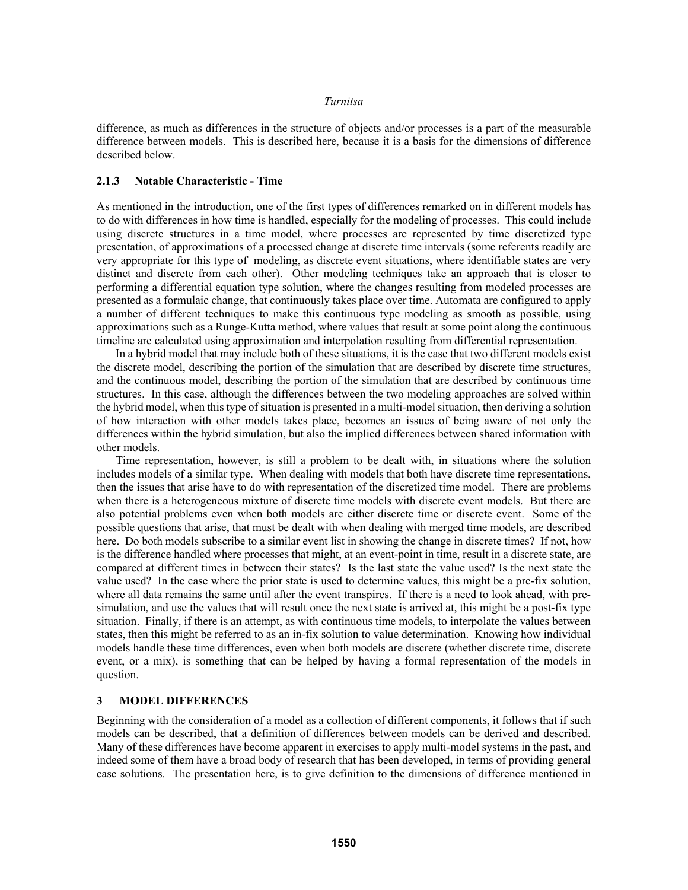difference, as much as differences in the structure of objects and/or processes is a part of the measurable difference between models. This is described here, because it is a basis for the dimensions of difference described below.

### 2.1.3 Notable Characteristic - Time

As mentioned in the introduction, one of the first types of differences remarked on in different models has to do with differences in how time is handled, especially for the modeling of processes. This could include using discrete structures in a time model, where processes are represented by time discretized type presentation, of approximations of a processed change at discrete time intervals (some referents readily are very appropriate for this type of modeling, as discrete event situations, where identifiable states are very distinct and discrete from each other). Other modeling techniques take an approach that is closer to performing a differential equation type solution, where the changes resulting from modeled processes are presented as a formulaic change, that continuously takes place over time. Automata are configured to apply a number of different techniques to make this continuous type modeling as smooth as possible, using approximations such as a Runge-Kutta method, where values that result at some point along the continuous timeline are calculated using approximation and interpolation resulting from differential representation.

In a hybrid model that may include both of these situations, it is the case that two different models exist the discrete model, describing the portion of the simulation that are described by discrete time structures, and the continuous model, describing the portion of the simulation that are described by continuous time structures. In this case, although the differences between the two modeling approaches are solved within the hybrid model, when this type of situation is presented in a multi-model situation, then deriving a solution of how interaction with other models takes place, becomes an issues of being aware of not only the differences within the hybrid simulation, but also the implied differences between shared information with other models.

Time representation, however, is still a problem to be dealt with, in situations where the solution includes models of a similar type. When dealing with models that both have discrete time representations, then the issues that arise have to do with representation of the discretized time model. There are problems when there is a heterogeneous mixture of discrete time models with discrete event models. But there are also potential problems even when both models are either discrete time or discrete event. Some of the possible questions that arise, that must be dealt with when dealing with merged time models, are described here. Do both models subscribe to a similar event list in showing the change in discrete times? If not, how is the difference handled where processes that might, at an event-point in time, result in a discrete state, are compared at different times in between their states? Is the last state the value used? Is the next state the value used? In the case where the prior state is used to determine values, this might be a pre-fix solution, where all data remains the same until after the event transpires. If there is a need to look ahead, with pre-simulation, and use the values that will result once the next state is arrived at, this might be a post-fix type situation. Finally, if there is an attempt, as with continuous time models, to interpolate the values between states, then this might be referred to as an in-fix solution to value determination. Knowing how individual models handle these time differences, even when both models are discrete (whether discrete time, discrete event, or a mix), is something that can be helped by having a formal representation of the models in question.

# 3 MODEL DIFFERENCES

Beginning with the consideration of a model as a collection of different components, it follows that if such models can be described, that a definition of differences between models can be derived and described. Many of these differences have become apparent in exercises to apply multi-model systems in the past, and indeed some of them have a broad body of research that has been developed, in terms of providing general case solutions. The presentation here, is to give definition to the dimensions of difference mentioned in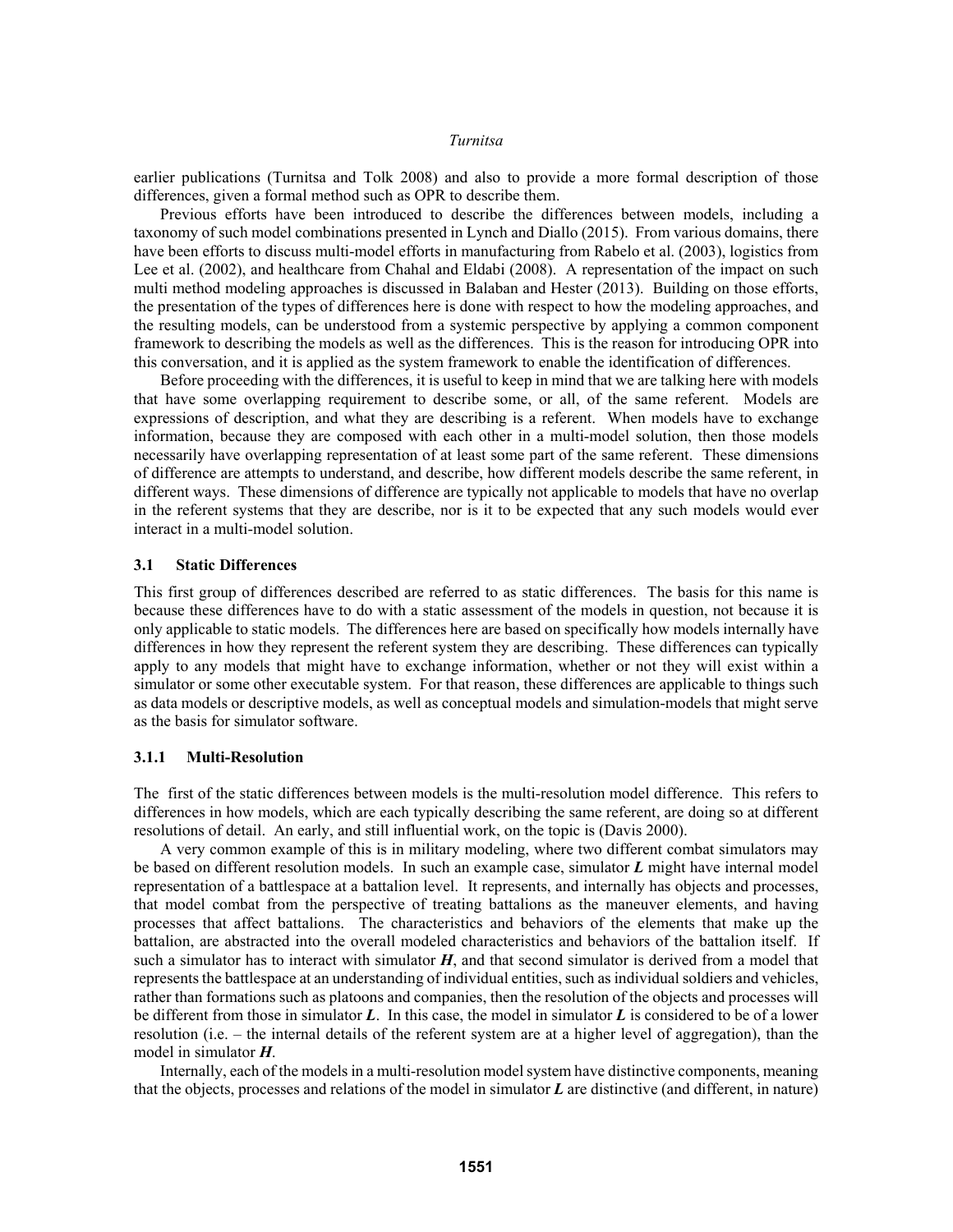earlier publications (Turnitsa and Tolk 2008) and also to provide a more formal description of those differences, given a formal method such as OPR to describe them.

Previous efforts have been introduced to describe the differences between models, including a taxonomy of such model combinations presented in Lynch and Diallo (2015). From various domains, there have been efforts to discuss multi-model efforts in manufacturing from Rabelo et al. (2003), logistics from Lee et al. (2002), and healthcare from Chahal and Eldabi (2008). A representation of the impact on such multi method modeling approaches is discussed in Balaban and Hester (2013). Building on those efforts, the presentation of the types of differences here is done with respect to how the modeling approaches, and the resulting models, can be understood from a systemic perspective by applying a common component framework to describing the models as well as the differences. This is the reason for introducing OPR into this conversation, and it is applied as the system framework to enable the identification of differences.

Before proceeding with the differences, it is useful to keep in mind that we are talking here with models that have some overlapping requirement to describe some, or all, of the same referent. Models are expressions of description, and what they are describing is a referent. When models have to exchange information, because they are composed with each other in a multi-model solution, then those models necessarily have overlapping representation of at least some part of the same referent. These dimensions of difference are attempts to understand, and describe, how different models describe the same referent, in different ways. These dimensions of difference are typically not applicable to models that have no overlap in the referent systems that they are describe, nor is it to be expected that any such models would ever interact in a multi-model solution.

### 3.1 Static Differences

This first group of differences described are referred to as static differences. The basis for this name is because these differences have to do with a static assessment of the models in question, not because it is only applicable to static models. The differences here are based on specifically how models internally have differences in how they represent the referent system they are describing. These differences can typically apply to any models that might have to exchange information, whether or not they will exist within a simulator or some other executable system. For that reason, these differences are applicable to things such as data models or descriptive models, as well as conceptual models and simulation-models that might serve as the basis for simulator software.

#### 3.1.1 Multi-Resolution

The first of the static differences between models is the multi-resolution model difference. This refers to differences in how models, which are each typically describing the same referent, are doing so at different resolutions of detail. An early, and still influential work, on the topic is (Davis 2000).

A very common example of this is in military modeling, where two different combat simulators may be based on different resolution models. In such an example case, simulator ***L*** might have internal model representation of a battlespace at a battalion level. It represents, and internally has objects and processes, that model combat from the perspective of treating battalions as the maneuver elements, and having processes that affect battalions. The characteristics and behaviors of the elements that make up the battalion, are abstracted into the overall modeled characteristics and behaviors of the battalion itself. If such a simulator has to interact with simulator ***H***, and that second simulator is derived from a model that represents the battlespace at an understanding of individual entities, such as individual soldiers and vehicles, rather than formations such as platoons and companies, then the resolution of the objects and processes will be different from those in simulator ***L***. In this case, the model in simulator ***L*** is considered to be of a lower resolution (i.e. – the internal details of the referent system are at a higher level of aggregation), than the model in simulator ***H***.

Internally, each of the models in a multi-resolution model system have distinctive components, meaning that the objects, processes and relations of the model in simulator ***L*** are distinctive (and different, in nature)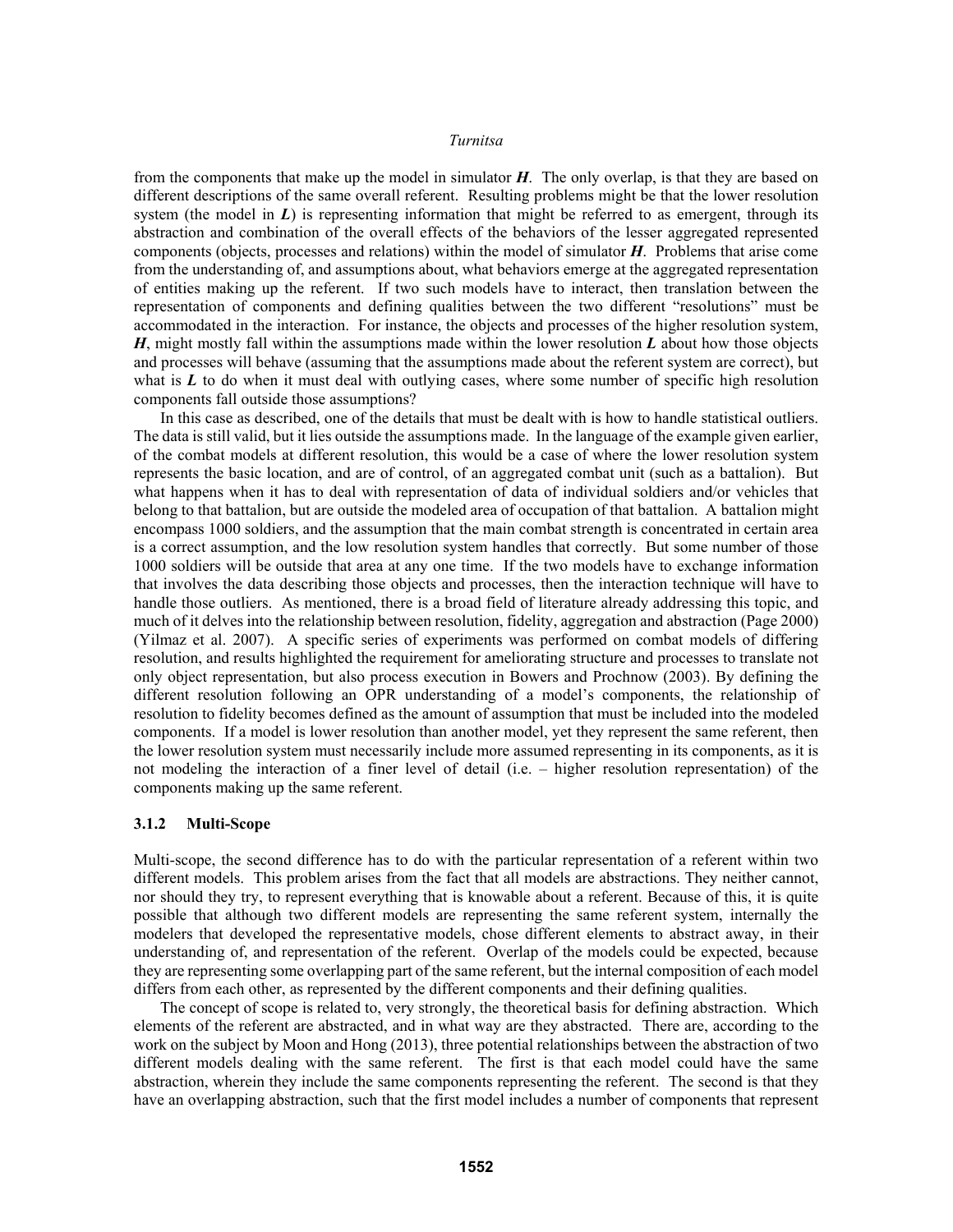from the components that make up the model in simulator ***H***. The only overlap, is that they are based on different descriptions of the same overall referent. Resulting problems might be that the lower resolution system (the model in ***L***) is representing information that might be referred to as emergent, through its abstraction and combination of the overall effects of the behaviors of the lesser aggregated represented components (objects, processes and relations) within the model of simulator ***H***. Problems that arise come from the understanding of, and assumptions about, what behaviors emerge at the aggregated representation of entities making up the referent. If two such models have to interact, then translation between the representation of components and defining qualities between the two different "resolutions" must be accommodated in the interaction. For instance, the objects and processes of the higher resolution system, ***H***, might mostly fall within the assumptions made within the lower resolution ***L*** about how those objects and processes will behave (assuming that the assumptions made about the referent system are correct), but what is ***L*** to do when it must deal with outlying cases, where some number of specific high resolution components fall outside those assumptions?

In this case as described, one of the details that must be dealt with is how to handle statistical outliers. The data is still valid, but it lies outside the assumptions made. In the language of the example given earlier, of the combat models at different resolution, this would be a case of where the lower resolution system represents the basic location, and are of control, of an aggregated combat unit (such as a battalion). But what happens when it has to deal with representation of data of individual soldiers and/or vehicles that belong to that battalion, but are outside the modeled area of occupation of that battalion. A battalion might encompass 1000 soldiers, and the assumption that the main combat strength is concentrated in certain area is a correct assumption, and the low resolution system handles that correctly. But some number of those 1000 soldiers will be outside that area at any one time. If the two models have to exchange information that involves the data describing those objects and processes, then the interaction technique will have to handle those outliers. As mentioned, there is a broad field of literature already addressing this topic, and much of it delves into the relationship between resolution, fidelity, aggregation and abstraction (Page 2000) (Yilmaz et al. 2007). A specific series of experiments was performed on combat models of differing resolution, and results highlighted the requirement for ameliorating structure and processes to translate not only object representation, but also process execution in Bowers and Prochnow (2003). By defining the different resolution following an OPR understanding of a model's components, the relationship of resolution to fidelity becomes defined as the amount of assumption that must be included into the modeled components. If a model is lower resolution than another model, yet they represent the same referent, then the lower resolution system must necessarily include more assumed representing in its components, as it is not modeling the interaction of a finer level of detail (i.e. – higher resolution representation) of the components making up the same referent.

### 3.1.2 Multi-Scope

Multi-scope, the second difference has to do with the particular representation of a referent within two different models. This problem arises from the fact that all models are abstractions. They neither cannot, nor should they try, to represent everything that is knowable about a referent. Because of this, it is quite possible that although two different models are representing the same referent system, internally the modelers that developed the representative models, chose different elements to abstract away, in their understanding of, and representation of the referent. Overlap of the models could be expected, because they are representing some overlapping part of the same referent, but the internal composition of each model differs from each other, as represented by the different components and their defining qualities.

The concept of scope is related to, very strongly, the theoretical basis for defining abstraction. Which elements of the referent are abstracted, and in what way are they abstracted. There are, according to the work on the subject by Moon and Hong (2013), three potential relationships between the abstraction of two different models dealing with the same referent. The first is that each model could have the same abstraction, wherein they include the same components representing the referent. The second is that they have an overlapping abstraction, such that the first model includes a number of components that represent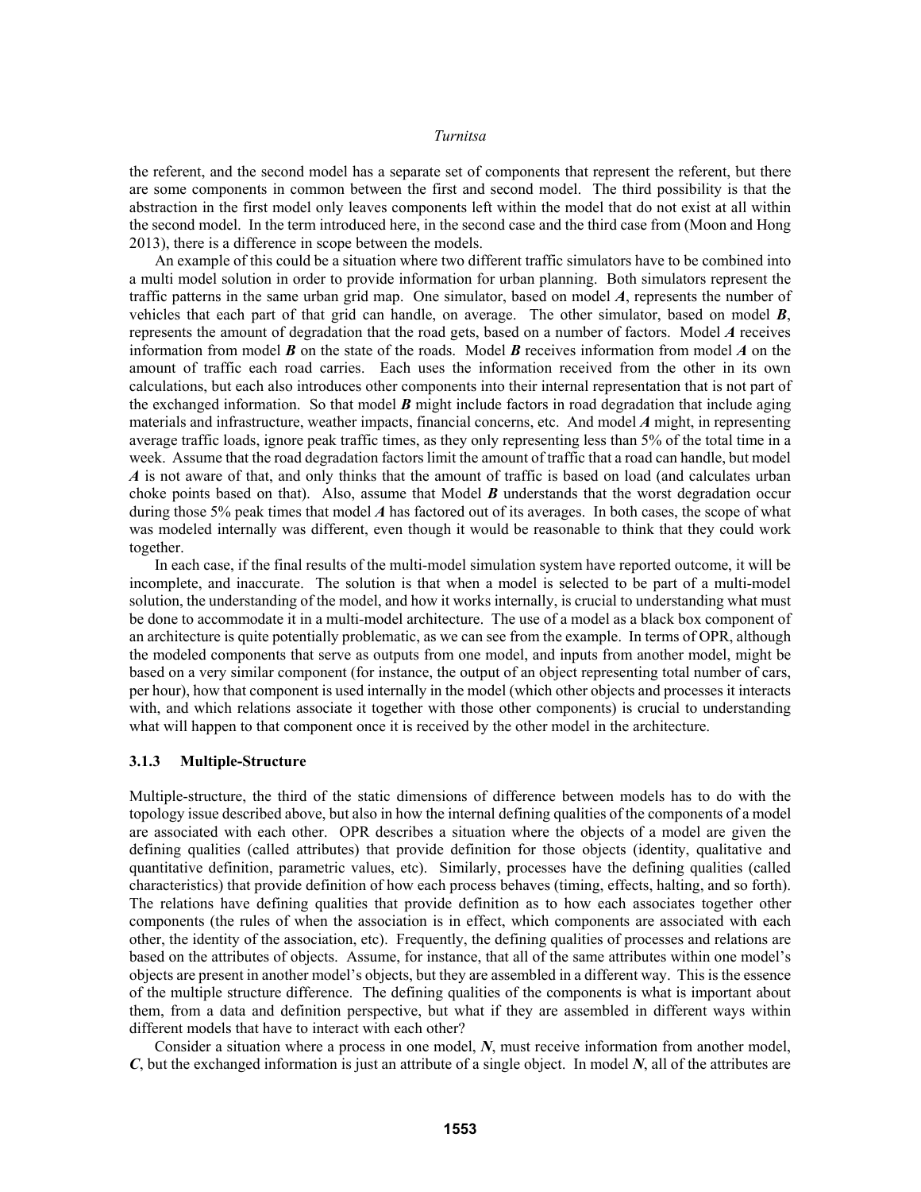the referent, and the second model has a separate set of components that represent the referent, but there are some components in common between the first and second model. The third possibility is that the abstraction in the first model only leaves components left within the model that do not exist at all within the second model. In the term introduced here, in the second case and the third case from (Moon and Hong 2013), there is a difference in scope between the models.

An example of this could be a situation where two different traffic simulators have to be combined into a multi model solution in order to provide information for urban planning. Both simulators represent the traffic patterns in the same urban grid map. One simulator, based on model ***A***, represents the number of vehicles that each part of that grid can handle, on average. The other simulator, based on model ***B***, represents the amount of degradation that the road gets, based on a number of factors. Model ***A*** receives information from model ***B*** on the state of the roads. Model ***B*** receives information from model ***A*** on the amount of traffic each road carries. Each uses the information received from the other in its own calculations, but each also introduces other components into their internal representation that is not part of the exchanged information. So that model ***B*** might include factors in road degradation that include aging materials and infrastructure, weather impacts, financial concerns, etc. And model ***A*** might, in representing average traffic loads, ignore peak traffic times, as they only representing less than 5% of the total time in a week. Assume that the road degradation factors limit the amount of traffic that a road can handle, but model ***A*** is not aware of that, and only thinks that the amount of traffic is based on load (and calculates urban choke points based on that). Also, assume that Model ***B*** understands that the worst degradation occur during those 5% peak times that model ***A*** has factored out of its averages. In both cases, the scope of what was modeled internally was different, even though it would be reasonable to think that they could work together.

In each case, if the final results of the multi-model simulation system have reported outcome, it will be incomplete, and inaccurate. The solution is that when a model is selected to be part of a multi-model solution, the understanding of the model, and how it works internally, is crucial to understanding what must be done to accommodate it in a multi-model architecture. The use of a model as a black box component of an architecture is quite potentially problematic, as we can see from the example. In terms of OPR, although the modeled components that serve as outputs from one model, and inputs from another model, might be based on a very similar component (for instance, the output of an object representing total number of cars, per hour), how that component is used internally in the model (which other objects and processes it interacts with, and which relations associate it together with those other components) is crucial to understanding what will happen to that component once it is received by the other model in the architecture.

#### 3.1.3 Multiple-Structure

Multiple-structure, the third of the static dimensions of difference between models has to do with the topology issue described above, but also in how the internal defining qualities of the components of a model are associated with each other. OPR describes a situation where the objects of a model are given the defining qualities (called attributes) that provide definition for those objects (identity, qualitative and quantitative definition, parametric values, etc). Similarly, processes have the defining qualities (called characteristics) that provide definition of how each process behaves (timing, effects, halting, and so forth). The relations have defining qualities that provide definition as to how each associates together other components (the rules of when the association is in effect, which components are associated with each other, the identity of the association, etc). Frequently, the defining qualities of processes and relations are based on the attributes of objects. Assume, for instance, that all of the same attributes within one model's objects are present in another model's objects, but they are assembled in a different way. This is the essence of the multiple structure difference. The defining qualities of the components is what is important about them, from a data and definition perspective, but what if they are assembled in different ways within different models that have to interact with each other?

Consider a situation where a process in one model, ***N***, must receive information from another model, ***C***, but the exchanged information is just an attribute of a single object. In model ***N***, all of the attributes are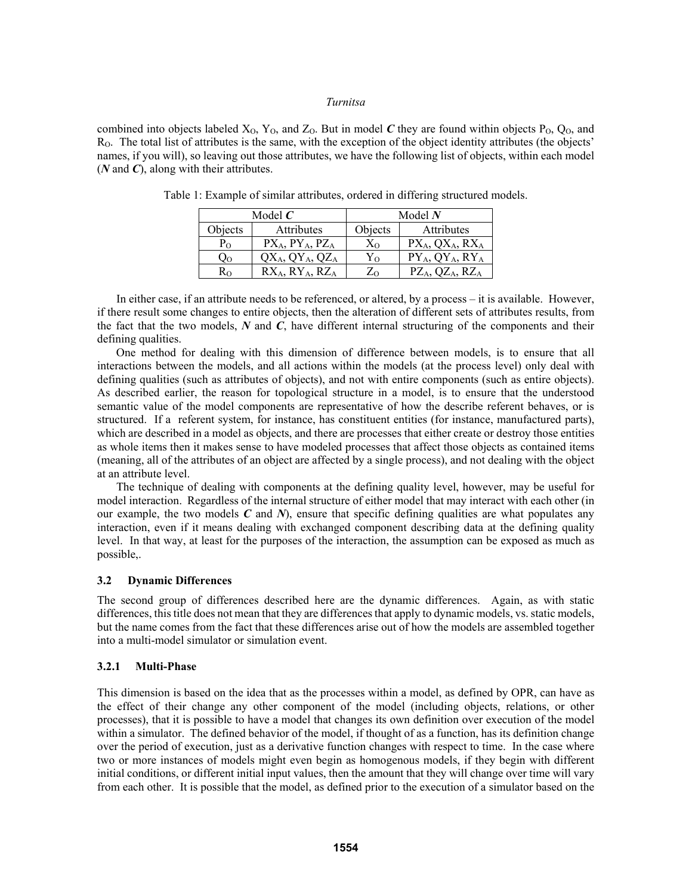combined into objects labeled $X_O$, $Y_O$, and $Z_O$. But in model ***C*** they are found within objects $P_O$, $Q_O$, and $R_O$. The total list of attributes is the same, with the exception of the object identity attributes (the objects' names, if you will), so leaving out those attributes, we have the following list of objects, within each model (***N*** and ***C***), along with their attributes.

Table 1: Example of similar attributes, ordered in differing structured models.

| Model ***C*** | | Model ***N*** | |
|---|---|---|---|
| Objects | Attributes | Objects | Attributes |
| $P_O$ | $PX_A$, $PY_A$, $PZ_A$ | $X_O$ | $PX_A$, $QX_A$, $RX_A$ |
| $Q_O$ | $QX_A$, $QY_A$, $QZ_A$ | $Y_O$ | $PY_A$, $QY_A$, $RY_A$ |
| $R_O$ | $RX_A$, $RY_A$, $RZ_A$ | $Z_O$ | $PZ_A$, $QZ_A$, $RZ_A$ |

In either case, if an attribute needs to be referenced, or altered, by a process – it is available. However, if there result some changes to entire objects, then the alteration of different sets of attributes results, from the fact that the two models, ***N*** and ***C***, have different internal structuring of the components and their defining qualities.

One method for dealing with this dimension of difference between models, is to ensure that all interactions between the models, and all actions within the models (at the process level) only deal with defining qualities (such as attributes of objects), and not with entire components (such as entire objects). As described earlier, the reason for topological structure in a model, is to ensure that the understood semantic value of the model components are representative of how the describe referent behaves, or is structured. If a referent system, for instance, has constituent entities (for instance, manufactured parts), which are described in a model as objects, and there are processes that either create or destroy those entities as whole items then it makes sense to have modeled processes that affect those objects as contained items (meaning, all of the attributes of an object are affected by a single process), and not dealing with the object at an attribute level.

The technique of dealing with components at the defining quality level, however, may be useful for model interaction. Regardless of the internal structure of either model that may interact with each other (in our example, the two models ***C*** and ***N***), ensure that specific defining qualities are what populates any interaction, even if it means dealing with exchanged component describing data at the defining quality level. In that way, at least for the purposes of the interaction, the assumption can be exposed as much as possible,.

### 3.2 Dynamic Differences

The second group of differences described here are the dynamic differences. Again, as with static differences, this title does not mean that they are differences that apply to dynamic models, vs. static models, but the name comes from the fact that these differences arise out of how the models are assembled together into a multi-model simulator or simulation event.

#### 3.2.1 Multi-Phase

This dimension is based on the idea that as the processes within a model, as defined by OPR, can have as the effect of their change any other component of the model (including objects, relations, or other processes), that it is possible to have a model that changes its own definition over execution of the model within a simulator. The defined behavior of the model, if thought of as a function, has its definition change over the period of execution, just as a derivative function changes with respect to time. In the case where two or more instances of models might even begin as homogenous models, if they begin with different initial conditions, or different initial input values, then the amount that they will change over time will vary from each other. It is possible that the model, as defined prior to the execution of a simulator based on the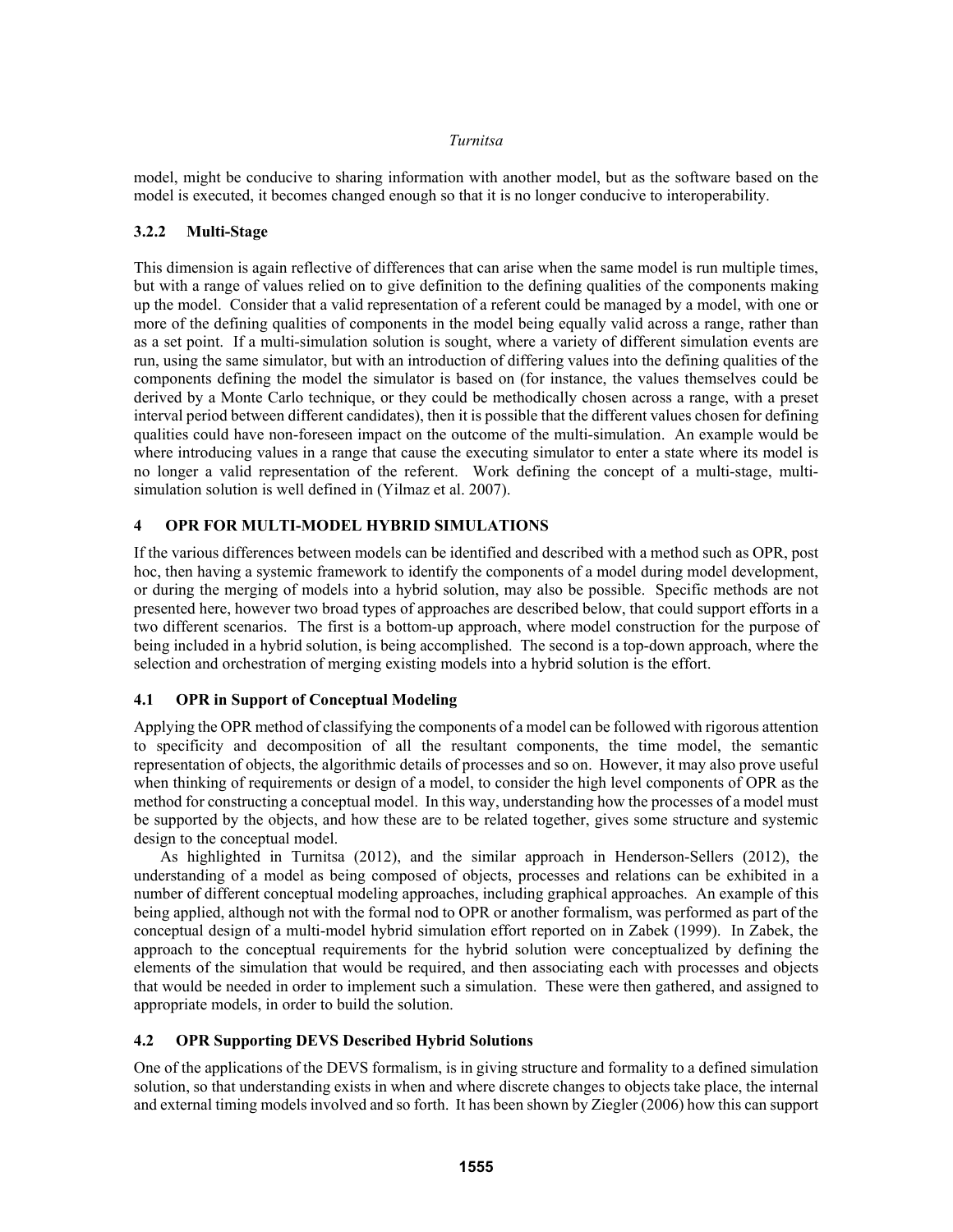model, might be conducive to sharing information with another model, but as the software based on the model is executed, it becomes changed enough so that it is no longer conducive to interoperability.

### 3.2.2 Multi-Stage

This dimension is again reflective of differences that can arise when the same model is run multiple times, but with a range of values relied on to give definition to the defining qualities of the components making up the model. Consider that a valid representation of a referent could be managed by a model, with one or more of the defining qualities of components in the model being equally valid across a range, rather than as a set point. If a multi-simulation solution is sought, where a variety of different simulation events are run, using the same simulator, but with an introduction of differing values into the defining qualities of the components defining the model the simulator is based on (for instance, the values themselves could be derived by a Monte Carlo technique, or they could be methodically chosen across a range, with a preset interval period between different candidates), then it is possible that the different values chosen for defining qualities could have non-foreseen impact on the outcome of the multi-simulation. An example would be where introducing values in a range that cause the executing simulator to enter a state where its model is no longer a valid representation of the referent. Work defining the concept of a multi-stage, multi-simulation solution is well defined in (Yilmaz et al. 2007).

## 4 OPR FOR MULTI-MODEL HYBRID SIMULATIONS

If the various differences between models can be identified and described with a method such as OPR, post hoc, then having a systemic framework to identify the components of a model during model development, or during the merging of models into a hybrid solution, may also be possible. Specific methods are not presented here, however two broad types of approaches are described below, that could support efforts in a two different scenarios. The first is a bottom-up approach, where model construction for the purpose of being included in a hybrid solution, is being accomplished. The second is a top-down approach, where the selection and orchestration of merging existing models into a hybrid solution is the effort.

### 4.1 OPR in Support of Conceptual Modeling

Applying the OPR method of classifying the components of a model can be followed with rigorous attention to specificity and decomposition of all the resultant components, the time model, the semantic representation of objects, the algorithmic details of processes and so on. However, it may also prove useful when thinking of requirements or design of a model, to consider the high level components of OPR as the method for constructing a conceptual model. In this way, understanding how the processes of a model must be supported by the objects, and how these are to be related together, gives some structure and systemic design to the conceptual model.

As highlighted in Turnitsa (2012), and the similar approach in Henderson-Sellers (2012), the understanding of a model as being composed of objects, processes and relations can be exhibited in a number of different conceptual modeling approaches, including graphical approaches. An example of this being applied, although not with the formal nod to OPR or another formalism, was performed as part of the conceptual design of a multi-model hybrid simulation effort reported on in Zabek (1999). In Zabek, the approach to the conceptual requirements for the hybrid solution were conceptualized by defining the elements of the simulation that would be required, and then associating each with processes and objects that would be needed in order to implement such a simulation. These were then gathered, and assigned to appropriate models, in order to build the solution.

### 4.2 OPR Supporting DEVS Described Hybrid Solutions

One of the applications of the DEVS formalism, is in giving structure and formality to a defined simulation solution, so that understanding exists in when and where discrete changes to objects take place, the internal and external timing models involved and so forth. It has been shown by Ziegler (2006) how this can support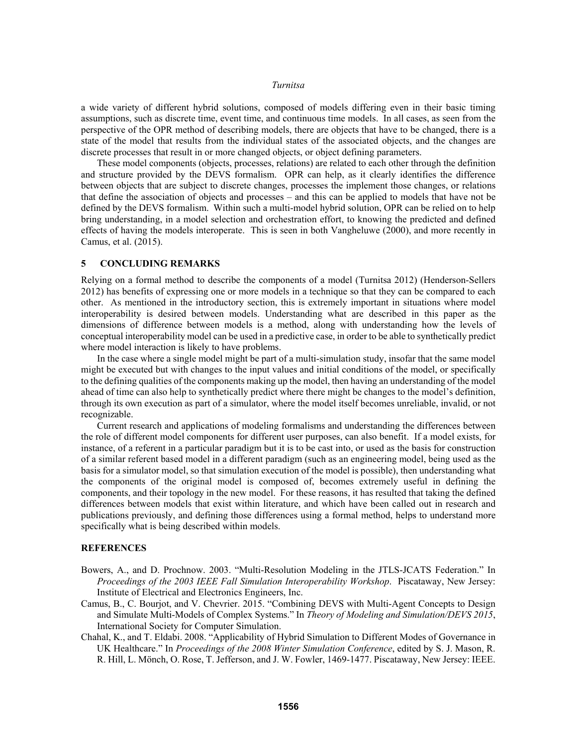a wide variety of different hybrid solutions, composed of models differing even in their basic timing assumptions, such as discrete time, event time, and continuous time models. In all cases, as seen from the perspective of the OPR method of describing models, there are objects that have to be changed, there is a state of the model that results from the individual states of the associated objects, and the changes are discrete processes that result in or more changed objects, or object defining parameters.

These model components (objects, processes, relations) are related to each other through the definition and structure provided by the DEVS formalism. OPR can help, as it clearly identifies the difference between objects that are subject to discrete changes, processes the implement those changes, or relations that define the association of objects and processes – and this can be applied to models that have not be defined by the DEVS formalism. Within such a multi-model hybrid solution, OPR can be relied on to help bring understanding, in a model selection and orchestration effort, to knowing the predicted and defined effects of having the models interoperate. This is seen in both Vangheluwe (2000), and more recently in Camus, et al. (2015).

## 5 CONCLUDING REMARKS

Relying on a formal method to describe the components of a model (Turnitsa 2012) (Henderson-Sellers 2012) has benefits of expressing one or more models in a technique so that they can be compared to each other. As mentioned in the introductory section, this is extremely important in situations where model interoperability is desired between models. Understanding what are described in this paper as the dimensions of difference between models is a method, along with understanding how the levels of conceptual interoperability model can be used in a predictive case, in order to be able to synthetically predict where model interaction is likely to have problems.

In the case where a single model might be part of a multi-simulation study, insofar that the same model might be executed but with changes to the input values and initial conditions of the model, or specifically to the defining qualities of the components making up the model, then having an understanding of the model ahead of time can also help to synthetically predict where there might be changes to the model's definition, through its own execution as part of a simulator, where the model itself becomes unreliable, invalid, or not recognizable.

Current research and applications of modeling formalisms and understanding the differences between the role of different model components for different user purposes, can also benefit. If a model exists, for instance, of a referent in a particular paradigm but it is to be cast into, or used as the basis for construction of a similar referent based model in a different paradigm (such as an engineering model, being used as the basis for a simulator model, so that simulation execution of the model is possible), then understanding what the components of the original model is composed of, becomes extremely useful in defining the components, and their topology in the new model. For these reasons, it has resulted that taking the defined differences between models that exist within literature, and which have been called out in research and publications previously, and defining those differences using a formal method, helps to understand more specifically what is being described within models.

## REFERENCES

Bowers, A., and D. Prochnow. 2003. "Multi-Resolution Modeling in the JTLS-JCATS Federation." In *Proceedings of the 2003 IEEE Fall Simulation Interoperability Workshop*. Piscataway, New Jersey: Institute of Electrical and Electronics Engineers, Inc.

Camus, B., C. Bourjot, and V. Chevrier. 2015. "Combining DEVS with Multi-Agent Concepts to Design and Simulate Multi-Models of Complex Systems." In *Theory of Modeling and Simulation/DEVS 2015*, International Society for Computer Simulation.

Chahal, K., and T. Eldabi. 2008. "Applicability of Hybrid Simulation to Different Modes of Governance in UK Healthcare." In *Proceedings of the 2008 Winter Simulation Conference*, edited by S. J. Mason, R. R. Hill, L. Mönch, O. Rose, T. Jefferson, and J. W. Fowler, 1469-1477. Piscataway, New Jersey: IEEE.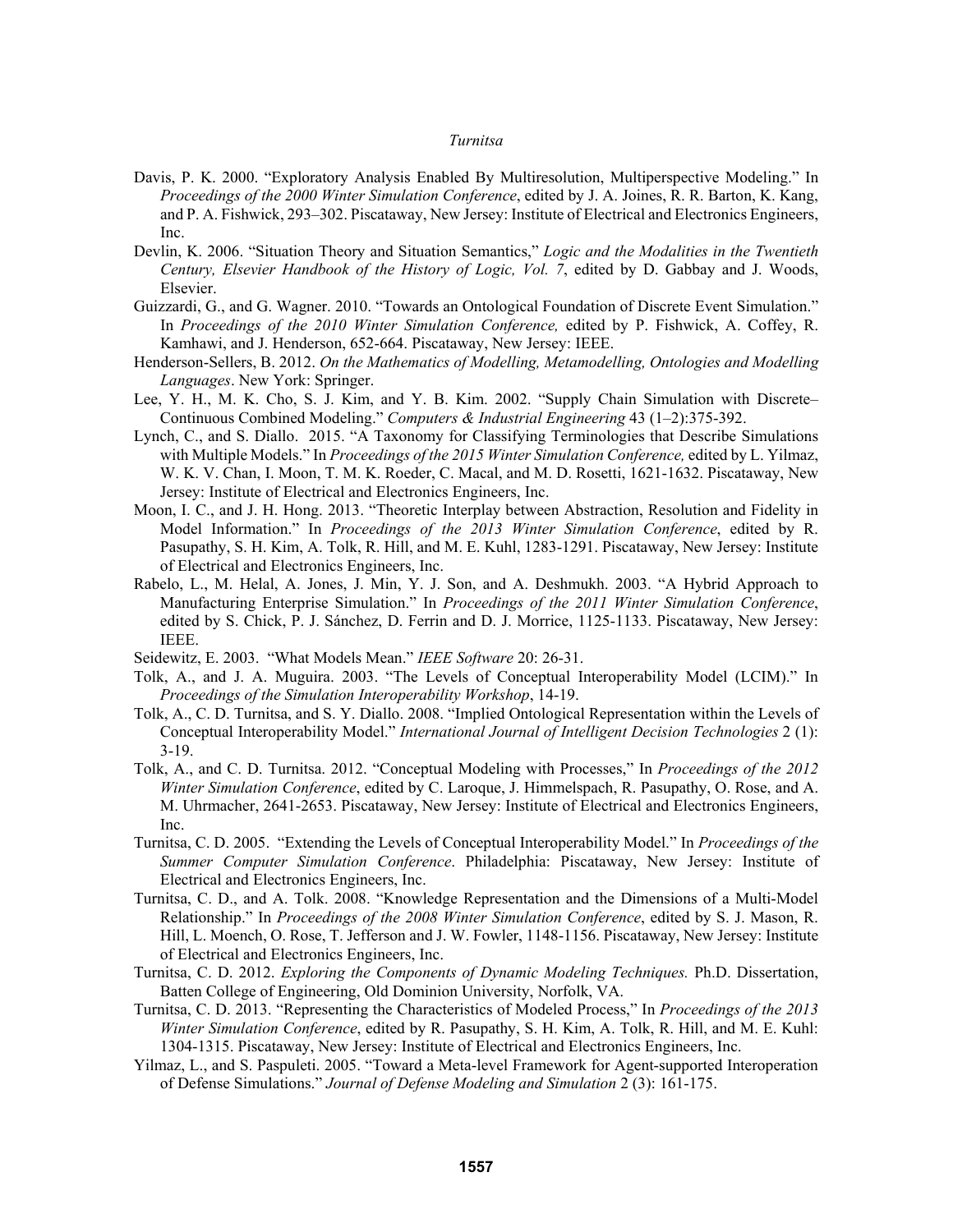Davis, P. K. 2000. "Exploratory Analysis Enabled By Multiresolution, Multiperspective Modeling." In *Proceedings of the 2000 Winter Simulation Conference*, edited by J. A. Joines, R. R. Barton, K. Kang, and P. A. Fishwick, 293–302. Piscataway, New Jersey: Institute of Electrical and Electronics Engineers, Inc.

Devlin, K. 2006. "Situation Theory and Situation Semantics," *Logic and the Modalities in the Twentieth Century, Elsevier Handbook of the History of Logic, Vol. 7*, edited by D. Gabbay and J. Woods, Elsevier.

Guizzardi, G., and G. Wagner. 2010. "Towards an Ontological Foundation of Discrete Event Simulation." In *Proceedings of the 2010 Winter Simulation Conference,* edited by P. Fishwick, A. Coffey, R. Kamhawi, and J. Henderson, 652-664. Piscataway, New Jersey: IEEE.

Henderson-Sellers, B. 2012. *On the Mathematics of Modelling, Metamodelling, Ontologies and Modelling Languages*. New York: Springer.

Lee, Y. H., M. K. Cho, S. J. Kim, and Y. B. Kim. 2002. "Supply Chain Simulation with Discrete–Continuous Combined Modeling." *Computers & Industrial Engineering* 43 (1–2):375-392.

Lynch, C., and S. Diallo. 2015. "A Taxonomy for Classifying Terminologies that Describe Simulations with Multiple Models." In *Proceedings of the 2015 Winter Simulation Conference,* edited by L. Yilmaz, W. K. V. Chan, I. Moon, T. M. K. Roeder, C. Macal, and M. D. Rosetti, 1621-1632. Piscataway, New Jersey: Institute of Electrical and Electronics Engineers, Inc.

Moon, I. C., and J. H. Hong. 2013. "Theoretic Interplay between Abstraction, Resolution and Fidelity in Model Information." In *Proceedings of the 2013 Winter Simulation Conference*, edited by R. Pasupathy, S. H. Kim, A. Tolk, R. Hill, and M. E. Kuhl, 1283-1291. Piscataway, New Jersey: Institute of Electrical and Electronics Engineers, Inc.

Rabelo, L., M. Helal, A. Jones, J. Min, Y. J. Son, and A. Deshmukh. 2003. "A Hybrid Approach to Manufacturing Enterprise Simulation." In *Proceedings of the 2011 Winter Simulation Conference*, edited by S. Chick, P. J. Sánchez, D. Ferrin and D. J. Morrice, 1125-1133. Piscataway, New Jersey: IEEE.

Seidewitz, E. 2003. "What Models Mean." *IEEE Software* 20: 26-31.

Tolk, A., and J. A. Muguira. 2003. "The Levels of Conceptual Interoperability Model (LCIM)." In *Proceedings of the Simulation Interoperability Workshop*, 14-19.

Tolk, A., C. D. Turnitsa, and S. Y. Diallo. 2008. "Implied Ontological Representation within the Levels of Conceptual Interoperability Model." *International Journal of Intelligent Decision Technologies* 2 (1): 3-19.

Tolk, A., and C. D. Turnitsa. 2012. "Conceptual Modeling with Processes," In *Proceedings of the 2012 Winter Simulation Conference*, edited by C. Laroque, J. Himmelspach, R. Pasupathy, O. Rose, and A. M. Uhrmacher, 2641-2653. Piscataway, New Jersey: Institute of Electrical and Electronics Engineers, Inc.

Turnitsa, C. D. 2005. "Extending the Levels of Conceptual Interoperability Model." In *Proceedings of the Summer Computer Simulation Conference*. Philadelphia: Piscataway, New Jersey: Institute of Electrical and Electronics Engineers, Inc.

Turnitsa, C. D., and A. Tolk. 2008. "Knowledge Representation and the Dimensions of a Multi-Model Relationship." In *Proceedings of the 2008 Winter Simulation Conference*, edited by S. J. Mason, R. Hill, L. Moench, O. Rose, T. Jefferson and J. W. Fowler, 1148-1156. Piscataway, New Jersey: Institute of Electrical and Electronics Engineers, Inc.

Turnitsa, C. D. 2012. *Exploring the Components of Dynamic Modeling Techniques.* Ph.D. Dissertation, Batten College of Engineering, Old Dominion University, Norfolk, VA.

Turnitsa, C. D. 2013. "Representing the Characteristics of Modeled Process," In *Proceedings of the 2013 Winter Simulation Conference*, edited by R. Pasupathy, S. H. Kim, A. Tolk, R. Hill, and M. E. Kuhl: 1304-1315. Piscataway, New Jersey: Institute of Electrical and Electronics Engineers, Inc.

Yilmaz, L., and S. Paspuleti. 2005. "Toward a Meta-level Framework for Agent-supported Interoperation of Defense Simulations." *Journal of Defense Modeling and Simulation* 2 (3): 161-175.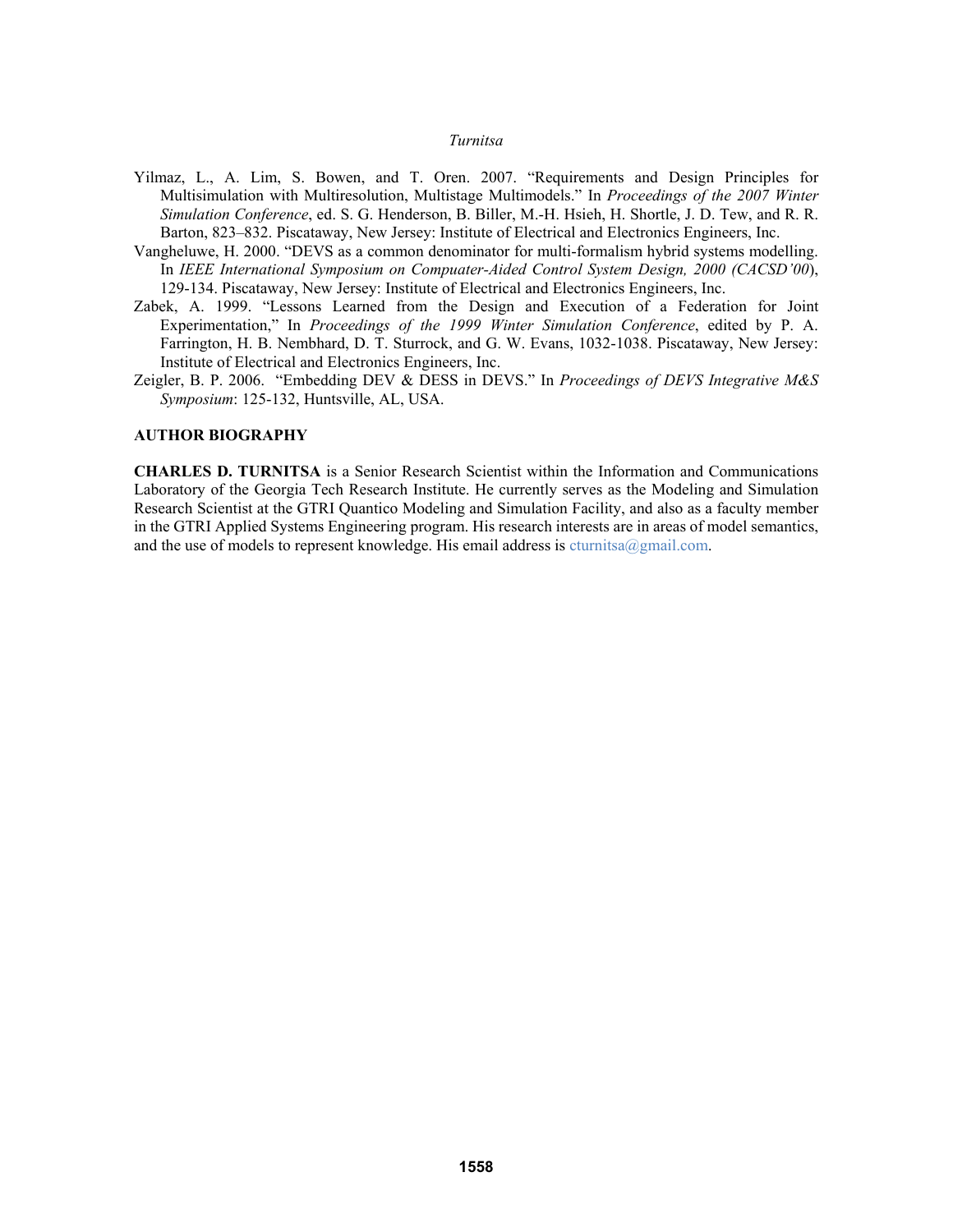Yilmaz, L., A. Lim, S. Bowen, and T. Oren. 2007. "Requirements and Design Principles for Multisimulation with Multiresolution, Multistage Multimodels." In *Proceedings of the 2007 Winter Simulation Conference*, ed. S. G. Henderson, B. Biller, M.-H. Hsieh, H. Shortle, J. D. Tew, and R. R. Barton, 823–832. Piscataway, New Jersey: Institute of Electrical and Electronics Engineers, Inc.

Vangheluwe, H. 2000. "DEVS as a common denominator for multi-formalism hybrid systems modelling. In *IEEE International Symposium on Compuater-Aided Control System Design, 2000 (CACSD'00)*, 129-134. Piscataway, New Jersey: Institute of Electrical and Electronics Engineers, Inc.

Zabek, A. 1999. "Lessons Learned from the Design and Execution of a Federation for Joint Experimentation," In *Proceedings of the 1999 Winter Simulation Conference*, edited by P. A. Farrington, H. B. Nembhard, D. T. Sturrock, and G. W. Evans, 1032-1038. Piscataway, New Jersey: Institute of Electrical and Electronics Engineers, Inc.

Zeigler, B. P. 2006. "Embedding DEV & DESS in DEVS." In *Proceedings of DEVS Integrative M&S Symposium*: 125-132, Huntsville, AL, USA.

## AUTHOR BIOGRAPHY

**CHARLES D. TURNITSA** is a Senior Research Scientist within the Information and Communications Laboratory of the Georgia Tech Research Institute. He currently serves as the Modeling and Simulation Research Scientist at the GTRI Quantico Modeling and Simulation Facility, and also as a faculty member in the GTRI Applied Systems Engineering program. His research interests are in areas of model semantics, and the use of models to represent knowledge. His email address is cturnitsa@gmail.com.